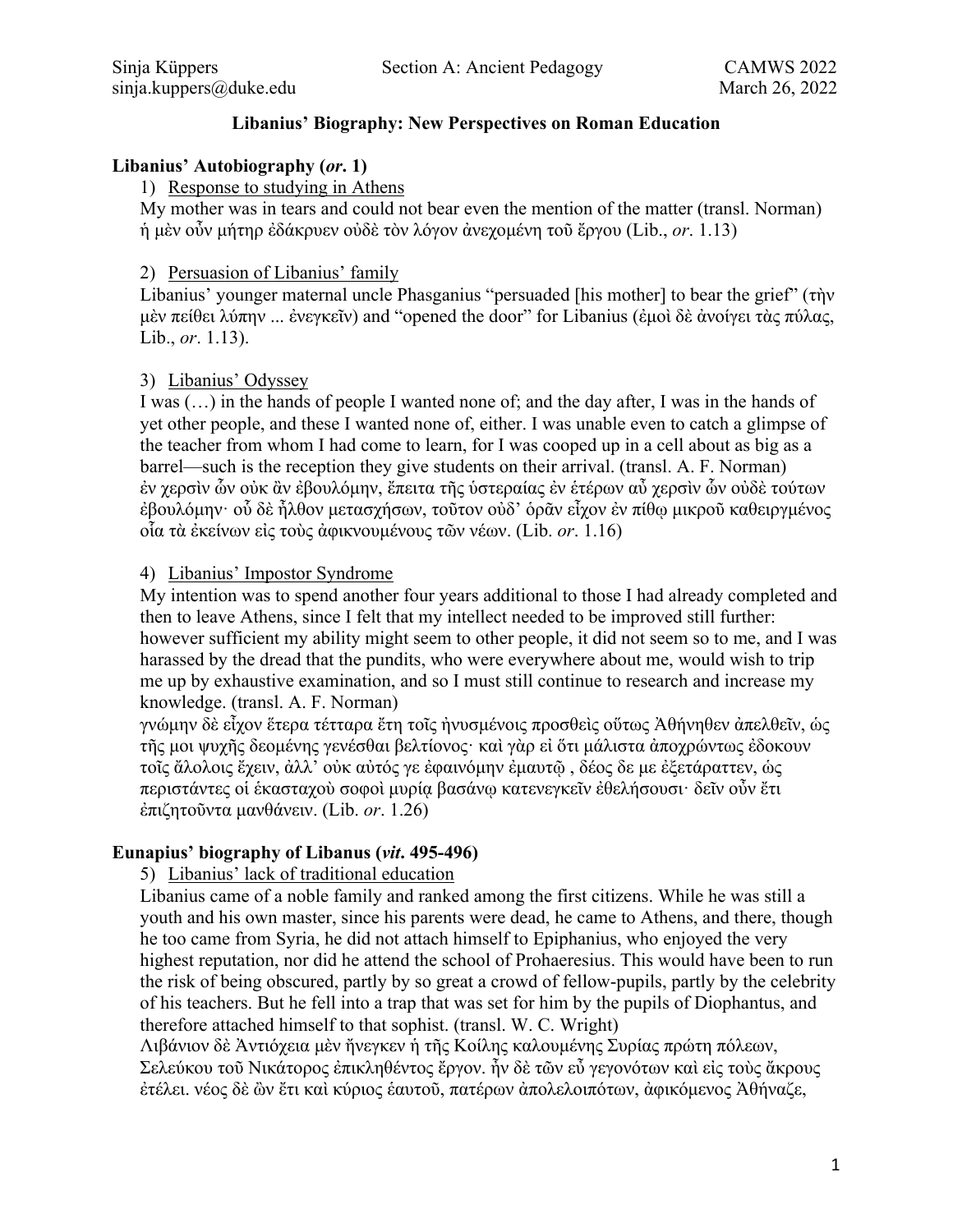Sinja Küppers
sinja.kuppers@duke.edu

Section A: Ancient Pedagogy

CAMWS 2022
March 26, 2022

## Libanius' Biography: New Perspectives on Roman Education

### Libanius' Autobiography (*or.* 1)

1) <u>Response to studying in Athens</u>

My mother was in tears and could not bear even the mention of the matter (transl. Norman)
ἡ μὲν οὖν μήτηρ ἐδάκρυεν οὐδὲ τὸν λόγον ἀνεχομένη τοῦ ἔργου (Lib., *or.* 1.13)

2) <u>Persuasion of Libanius' family</u>

Libanius' younger maternal uncle Phasganius "persuaded [his mother] to bear the grief" (τὴν μὲν πείθει λύπην ... ἐνεγκεῖν) and "opened the door" for Libanius (ἐμοὶ δὲ ἀνοίγει τὰς πύλας, Lib., *or.* 1.13).

3) <u>Libanius' Odyssey</u>

I was (…) in the hands of people I wanted none of; and the day after, I was in the hands of yet other people, and these I wanted none of, either. I was unable even to catch a glimpse of the teacher from whom I had come to learn, for I was cooped up in a cell about as big as a barrel—such is the reception they give students on their arrival. (transl. A. F. Norman)
ἐν χερσὶν ὢν οὐκ ἂν ἐβουλόμην, ἔπειτα τῆς ὑστεραίας ἐν ἑτέρων αὖ χερσὶν ὢν οὐδὲ τούτων ἐβουλόμην· οὗ δὲ ἦλθον μετασχήσων, τοῦτον οὐδ' ὁρᾶν εἶχον ἐν πίθῳ μικροῦ καθειργμένος οἷα τὰ ἐκείνων εἰς τοὺς ἀφικνουμένους τῶν νέων. (Lib. *or.* 1.16)

4) <u>Libanius' Impostor Syndrome</u>

My intention was to spend another four years additional to those I had already completed and then to leave Athens, since I felt that my intellect needed to be improved still further: however sufficient my ability might seem to other people, it did not seem so to me, and I was harassed by the dread that the pundits, who were everywhere about me, would wish to trip me up by exhaustive examination, and so I must still continue to research and increase my knowledge. (transl. A. F. Norman)
γνώμην δὲ εἶχον ἕτερα τέτταρα ἔτη τοῖς ἠνυσμένοις προσθεὶς οὕτως Ἀθήνηθεν ἀπελθεῖν, ὡς τῆς μοι ψυχῆς δεομένης γενέσθαι βελτίονος· καὶ γὰρ εἰ ὅτι μάλιστα ἀποχρώντως ἐδόκουν τοῖς ἄλλοις ἔχειν, ἀλλ' οὐκ αὐτός γε ἐφαινόμην ἐμαυτῷ , δέος δε με ἐξετάραττεν, ὡς περιστάντες οἱ ἑκασταχοὺ σοφοὶ μυρίᾳ βασάνῳ κατενεγκεῖν ἐθελήσουσι· δεῖν οὖν ἔτι ἐπιζητοῦντα μανθάνειν. (Lib. *or.* 1.26)

### Eunapius' biography of Libanus (*vit.* 495-496)

5) <u>Libanius' lack of traditional education</u>

Libanius came of a noble family and ranked among the first citizens. While he was still a youth and his own master, since his parents were dead, he came to Athens, and there, though he too came from Syria, he did not attach himself to Epiphanius, who enjoyed the very highest reputation, nor did he attend the school of Prohaeresius. This would have been to run the risk of being obscured, partly by so great a crowd of fellow-pupils, partly by the celebrity of his teachers. But he fell into a trap that was set for him by the pupils of Diophantus, and therefore attached himself to that sophist. (transl. W. C. Wright)
Λιβάνιον δὲ Ἀντιόχεια μὲν ἤνεγκεν ἡ τῆς Κοίλης καλουμένης Συρίας πρώτη πόλεων, Σελεύκου τοῦ Νικάτορος ἐπικληθέντος ἔργον. ἦν δὲ τῶν εὖ γεγονότων καὶ εἰς τοὺς ἄκρους ἐτέλει. νέος δὲ ὢν ἔτι καὶ κύριος ἑαυτοῦ, πατέρων ἀπολελοιπότων, ἀφικόμενος Ἀθήναζε,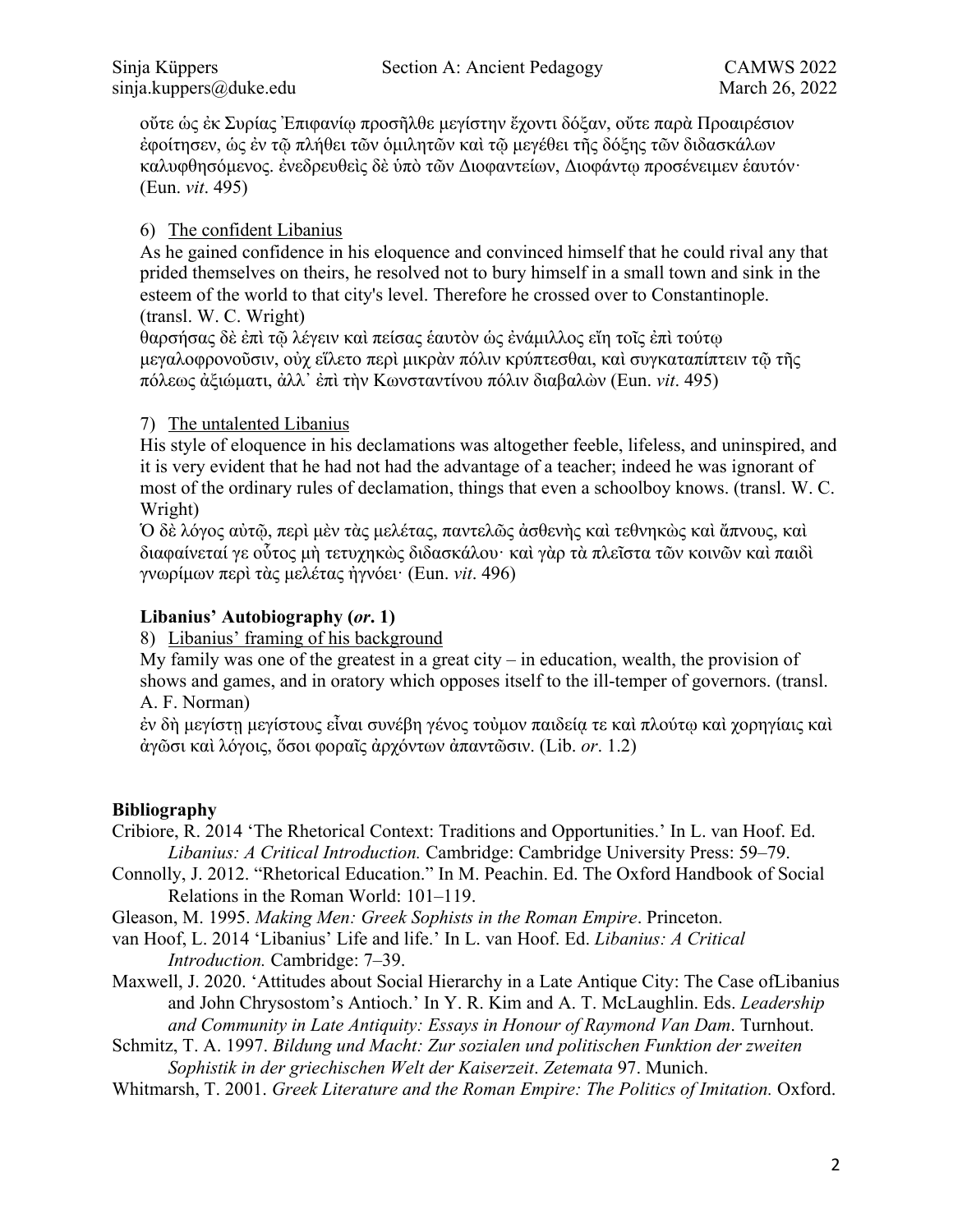οὔτε ὡς ἐκ Συρίας Ἐπιφανίῳ προσῆλθε μεγίστην ἔχοντι δόξαν, οὔτε παρὰ Προαιρέσιον ἐφοίτησεν, ὡς ἐν τῷ πλήθει τῶν ὁμιλητῶν καὶ τῷ μεγέθει τῆς δόξης τῶν διδασκάλων καλυφθησόμενος. ἐνεδρευθεὶς δὲ ὑπὸ τῶν Διοφαντείων, Διοφάντῳ προσένειμεν ἑαυτόν· (Eun. *vit*. 495)

6) The confident Libanius

As he gained confidence in his eloquence and convinced himself that he could rival any that prided themselves on theirs, he resolved not to bury himself in a small town and sink in the esteem of the world to that city's level. Therefore he crossed over to Constantinople. (transl. W. C. Wright)

θαρσήσας δὲ ἐπὶ τῷ λέγειν καὶ πείσας ἑαυτὸν ὡς ἐνάμιλλος εἴη τοῖς ἐπὶ τούτῳ μεγαλοφρονοῦσιν, οὐχ εἵλετο περὶ μικρὰν πόλιν κρύπτεσθαι, καὶ συγκαταπίπτειν τῷ τῆς πόλεως ἀξιώματι, ἀλλ᾽ ἐπὶ τὴν Κωνσταντίνου πόλιν διαβαλὼν (Eun. *vit*. 495)

7) The untalented Libanius

His style of eloquence in his declamations was altogether feeble, lifeless, and uninspired, and it is very evident that he had not had the advantage of a teacher; indeed he was ignorant of most of the ordinary rules of declamation, things that even a schoolboy knows. (transl. W. C. Wright)

Ὁ δὲ λόγος αὐτῷ, περὶ μὲν τὰς μελέτας, παντελῶς ἀσθενὴς καὶ τεθνηκὼς καὶ ἄπνους, καὶ διαφαίνεταί γε οὗτος μὴ τετυχηκὼς διδασκάλου· καὶ γὰρ τὰ πλεῖστα τῶν κοινῶν καὶ παιδὶ γνωρίμων περὶ τὰς μελέτας ἠγνόει· (Eun. *vit*. 496)

**Libanius' Autobiography (*or*. 1)**

8) Libanius' framing of his background

My family was one of the greatest in a great city – in education, wealth, the provision of shows and games, and in oratory which opposes itself to the ill-temper of governors. (transl. A. F. Norman)

ἐν δὴ μεγίστῃ μεγίστους εἶναι συνέβη γένος τοὐμὸν παιδείᾳ τε καὶ πλούτῳ καὶ χορηγίαις καὶ ἀγῶσι καὶ λόγοις, ὅσοι φοραῖς ἀρχόντων ἀπαντῶσιν. (Lib. *or*. 1.2)

**Bibliography**

Cribiore, R. 2014 'The Rhetorical Context: Traditions and Opportunities.' In L. van Hoof. Ed. *Libanius: A Critical Introduction.* Cambridge: Cambridge University Press: 59–79.

Connolly, J. 2012. "Rhetorical Education." In M. Peachin. Ed. The Oxford Handbook of Social Relations in the Roman World: 101–119.

Gleason, M. 1995. *Making Men: Greek Sophists in the Roman Empire*. Princeton.

van Hoof, L. 2014 'Libanius' Life and life.' In L. van Hoof. Ed. *Libanius: A Critical Introduction.* Cambridge: 7–39.

Maxwell, J. 2020. 'Attitudes about Social Hierarchy in a Late Antique City: The Case ofLibanius and John Chrysostom's Antioch.' In Y. R. Kim and A. T. McLaughlin. Eds. *Leadership and Community in Late Antiquity: Essays in Honour of Raymond Van Dam*. Turnhout.

Schmitz, T. A. 1997. *Bildung und Macht: Zur sozialen und politischen Funktion der zweiten Sophistik in der griechischen Welt der Kaiserzeit*. *Zetemata* 97. Munich.

Whitmarsh, T. 2001. *Greek Literature and the Roman Empire: The Politics of Imitation.* Oxford.